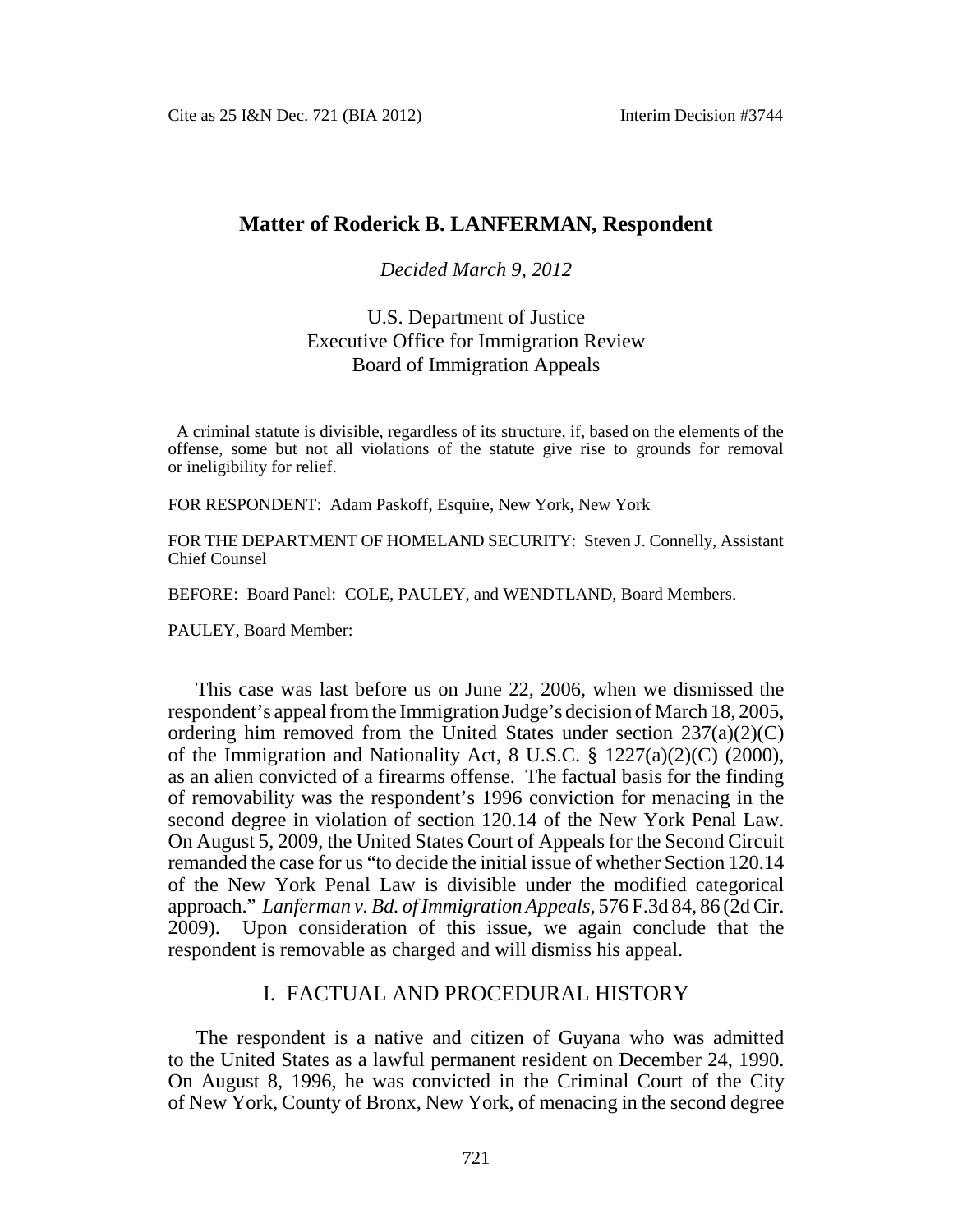# Matter of Roderick B. LANFERMAN, Respondent

*Decided March 9, 2012*

U.S. Department of Justice
Executive Office for Immigration Review
Board of Immigration Appeals

A criminal statute is divisible, regardless of its structure, if, based on the elements of the offense, some but not all violations of the statute give rise to grounds for removal or ineligibility for relief.

FOR RESPONDENT: Adam Paskoff, Esquire, New York, New York

FOR THE DEPARTMENT OF HOMELAND SECURITY: Steven J. Connelly, Assistant Chief Counsel

BEFORE: Board Panel: COLE, PAULEY, and WENDTLAND, Board Members.

PAULEY, Board Member:

This case was last before us on June 22, 2006, when we dismissed the respondent's appeal from the Immigration Judge's decision of March 18, 2005, ordering him removed from the United States under section 237(a)(2)(C) of the Immigration and Nationality Act, 8 U.S.C. § 1227(a)(2)(C) (2000), as an alien convicted of a firearms offense. The factual basis for the finding of removability was the respondent's 1996 conviction for menacing in the second degree in violation of section 120.14 of the New York Penal Law. On August 5, 2009, the United States Court of Appeals for the Second Circuit remanded the case for us "to decide the initial issue of whether Section 120.14 of the New York Penal Law is divisible under the modified categorical approach." *Lanferman v. Bd. of Immigration Appeals*, 576 F.3d 84, 86 (2d Cir. 2009). Upon consideration of this issue, we again conclude that the respondent is removable as charged and will dismiss his appeal.

## I. FACTUAL AND PROCEDURAL HISTORY

The respondent is a native and citizen of Guyana who was admitted to the United States as a lawful permanent resident on December 24, 1990. On August 8, 1996, he was convicted in the Criminal Court of the City of New York, County of Bronx, New York, of menacing in the second degree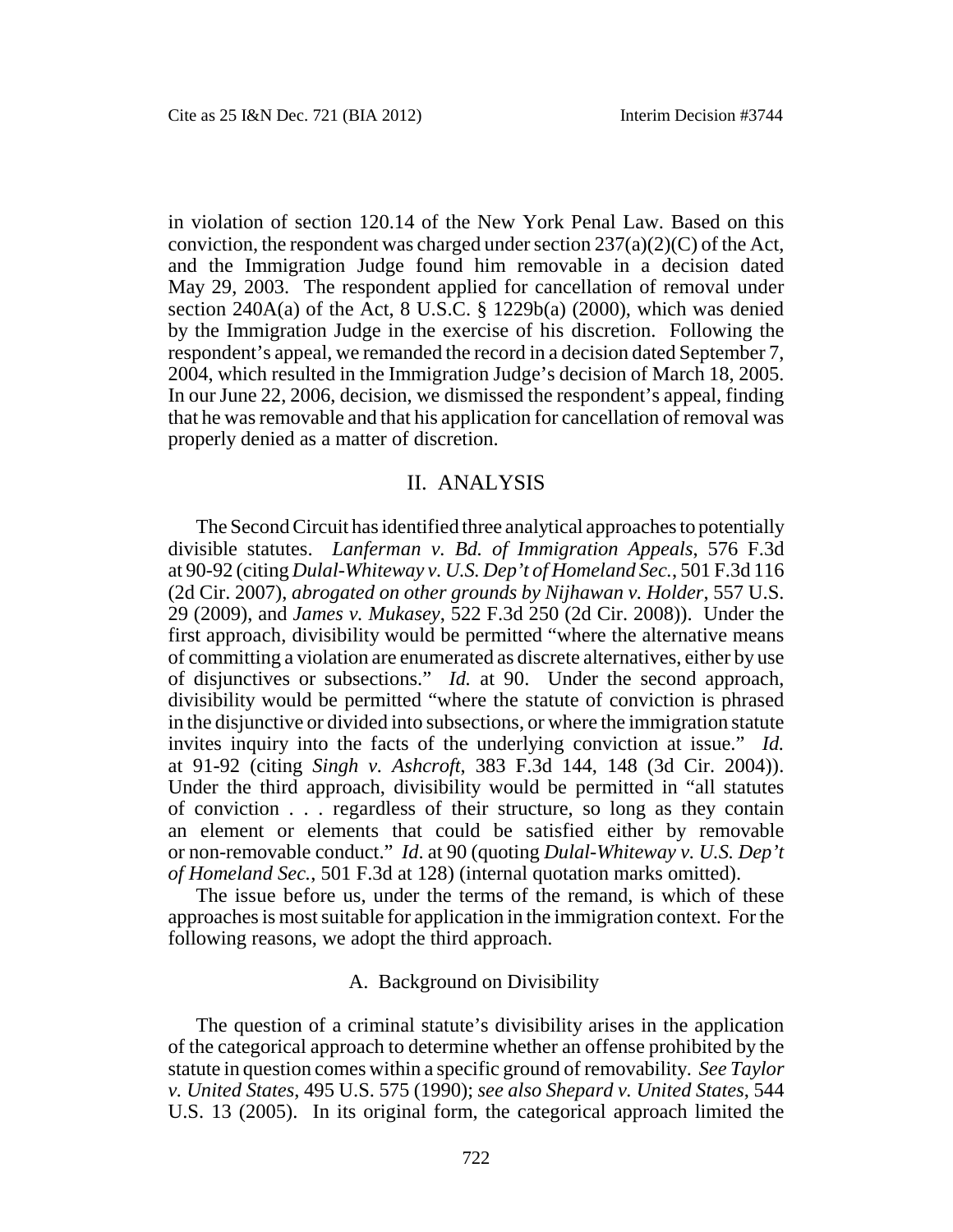in violation of section 120.14 of the New York Penal Law. Based on this conviction, the respondent was charged under section 237(a)(2)(C) of the Act, and the Immigration Judge found him removable in a decision dated May 29, 2003. The respondent applied for cancellation of removal under section 240A(a) of the Act, 8 U.S.C. § 1229b(a) (2000), which was denied by the Immigration Judge in the exercise of his discretion. Following the respondent's appeal, we remanded the record in a decision dated September 7, 2004, which resulted in the Immigration Judge's decision of March 18, 2005. In our June 22, 2006, decision, we dismissed the respondent's appeal, finding that he was removable and that his application for cancellation of removal was properly denied as a matter of discretion.

## II. ANALYSIS

The Second Circuit has identified three analytical approaches to potentially divisible statutes. *Lanferman v. Bd. of Immigration Appeals*, 576 F.3d at 90-92 (citing *Dulal-Whiteway v. U.S. Dep't of Homeland Sec.*, 501 F.3d 116 (2d Cir. 2007), *abrogated on other grounds by Nijhawan v. Holder*, 557 U.S. 29 (2009), and *James v. Mukasey*, 522 F.3d 250 (2d Cir. 2008)). Under the first approach, divisibility would be permitted "where the alternative means of committing a violation are enumerated as discrete alternatives, either by use of disjunctives or subsections." *Id.* at 90. Under the second approach, divisibility would be permitted "where the statute of conviction is phrased in the disjunctive or divided into subsections, or where the immigration statute invites inquiry into the facts of the underlying conviction at issue." *Id.* at 91-92 (citing *Singh v. Ashcroft*, 383 F.3d 144, 148 (3d Cir. 2004)). Under the third approach, divisibility would be permitted in "all statutes of conviction . . . regardless of their structure, so long as they contain an element or elements that could be satisfied either by removable or non-removable conduct." *Id*. at 90 (quoting *Dulal-Whiteway v. U.S. Dep't of Homeland Sec.*, 501 F.3d at 128) (internal quotation marks omitted).

The issue before us, under the terms of the remand, is which of these approaches is most suitable for application in the immigration context. For the following reasons, we adopt the third approach.

### A. Background on Divisibility

The question of a criminal statute's divisibility arises in the application of the categorical approach to determine whether an offense prohibited by the statute in question comes within a specific ground of removability. *See Taylor v. United States*, 495 U.S. 575 (1990); *see also Shepard v. United States*, 544 U.S. 13 (2005). In its original form, the categorical approach limited the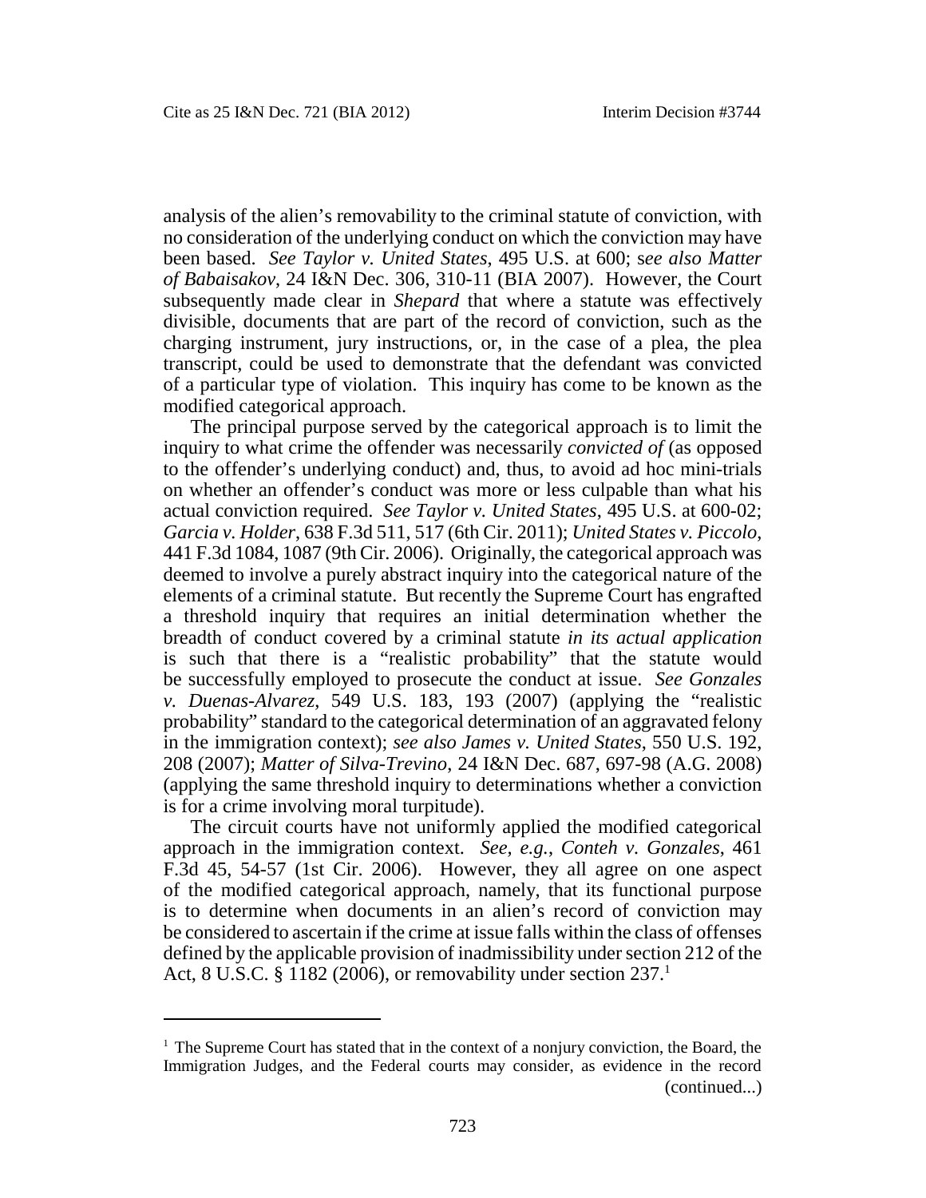analysis of the alien's removability to the criminal statute of conviction, with no consideration of the underlying conduct on which the conviction may have been based. *See Taylor v. United States*, 495 U.S. at 600; s*ee also Matter of Babaisakov*, 24 I&N Dec. 306, 310-11 (BIA 2007). However, the Court subsequently made clear in *Shepard* that where a statute was effectively divisible, documents that are part of the record of conviction, such as the charging instrument, jury instructions, or, in the case of a plea, the plea transcript, could be used to demonstrate that the defendant was convicted of a particular type of violation. This inquiry has come to be known as the modified categorical approach.

The principal purpose served by the categorical approach is to limit the inquiry to what crime the offender was necessarily *convicted of* (as opposed to the offender's underlying conduct) and, thus, to avoid ad hoc mini-trials on whether an offender's conduct was more or less culpable than what his actual conviction required. *See Taylor v. United States*, 495 U.S. at 600-02; *Garcia v. Holder*, 638 F.3d 511, 517 (6th Cir. 2011); *United States v. Piccolo*, 441 F.3d 1084, 1087 (9th Cir. 2006). Originally, the categorical approach was deemed to involve a purely abstract inquiry into the categorical nature of the elements of a criminal statute. But recently the Supreme Court has engrafted a threshold inquiry that requires an initial determination whether the breadth of conduct covered by a criminal statute *in its actual application* is such that there is a "realistic probability" that the statute would be successfully employed to prosecute the conduct at issue. *See Gonzales v. Duenas-Alvarez*, 549 U.S. 183, 193 (2007) (applying the "realistic probability" standard to the categorical determination of an aggravated felony in the immigration context); *see also James v. United States*, 550 U.S. 192, 208 (2007); *Matter of Silva-Trevino*, 24 I&N Dec. 687, 697-98 (A.G. 2008) (applying the same threshold inquiry to determinations whether a conviction is for a crime involving moral turpitude).

The circuit courts have not uniformly applied the modified categorical approach in the immigration context. *See, e.g.*, *Conteh v. Gonzales*, 461 F.3d 45, 54-57 (1st Cir. 2006). However, they all agree on one aspect of the modified categorical approach, namely, that its functional purpose is to determine when documents in an alien's record of conviction may be considered to ascertain if the crime at issue falls within the class of offenses defined by the applicable provision of inadmissibility under section 212 of the Act, 8 U.S.C. § 1182 (2006), or removability under section 237.[1]

---

[1] The Supreme Court has stated that in the context of a nonjury conviction, the Board, the Immigration Judges, and the Federal courts may consider, as evidence in the record (continued...)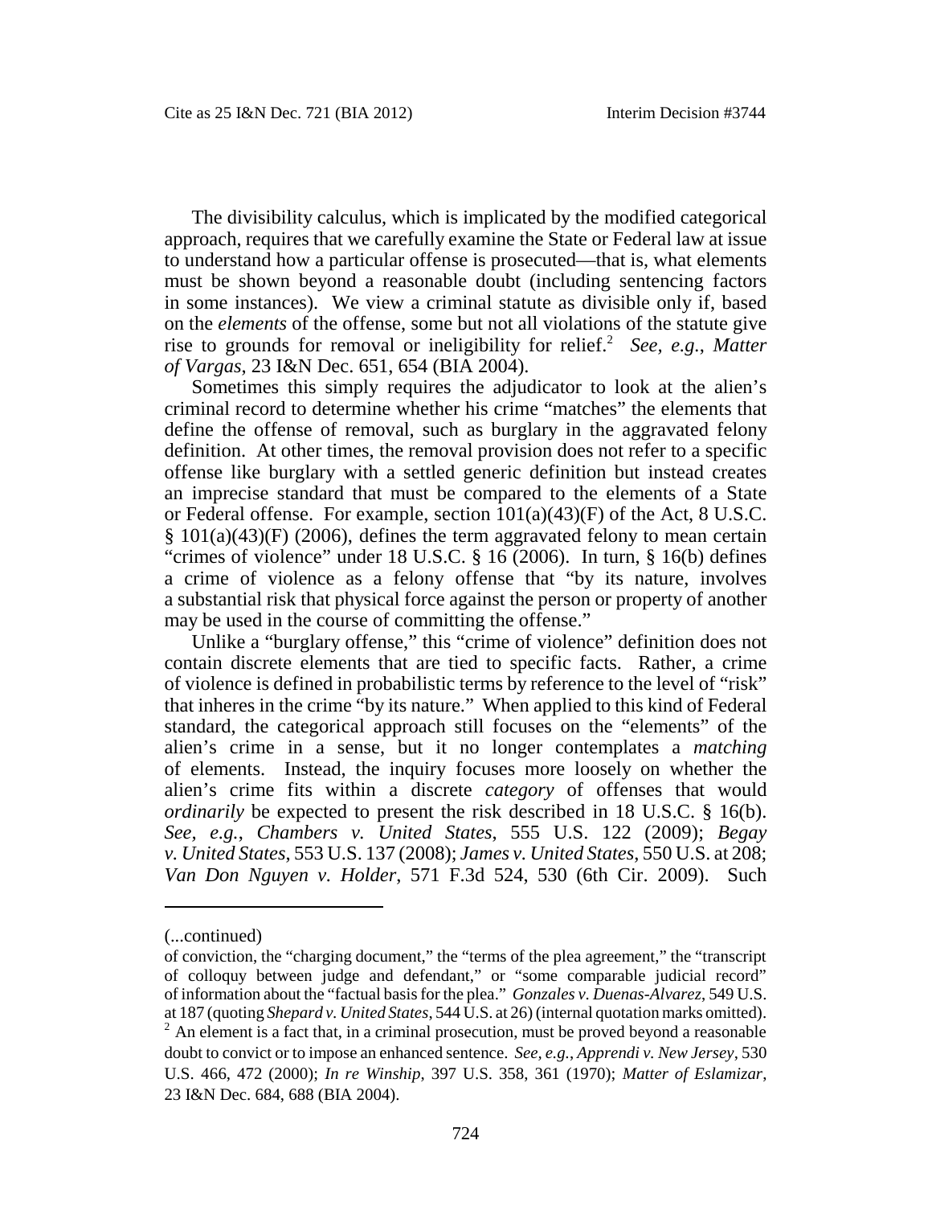The divisibility calculus, which is implicated by the modified categorical approach, requires that we carefully examine the State or Federal law at issue to understand how a particular offense is prosecuted—that is, what elements must be shown beyond a reasonable doubt (including sentencing factors in some instances). We view a criminal statute as divisible only if, based on the *elements* of the offense, some but not all violations of the statute give rise to grounds for removal or ineligibility for relief.[2] *See, e.g.*, *Matter of Vargas*, 23 I&N Dec. 651, 654 (BIA 2004).

Sometimes this simply requires the adjudicator to look at the alien's criminal record to determine whether his crime "matches" the elements that define the offense of removal, such as burglary in the aggravated felony definition. At other times, the removal provision does not refer to a specific offense like burglary with a settled generic definition but instead creates an imprecise standard that must be compared to the elements of a State or Federal offense. For example, section 101(a)(43)(F) of the Act, 8 U.S.C. § 101(a)(43)(F) (2006), defines the term aggravated felony to mean certain "crimes of violence" under 18 U.S.C. § 16 (2006). In turn, § 16(b) defines a crime of violence as a felony offense that "by its nature, involves a substantial risk that physical force against the person or property of another may be used in the course of committing the offense."

Unlike a "burglary offense," this "crime of violence" definition does not contain discrete elements that are tied to specific facts. Rather, a crime of violence is defined in probabilistic terms by reference to the level of "risk" that inheres in the crime "by its nature." When applied to this kind of Federal standard, the categorical approach still focuses on the "elements" of the alien's crime in a sense, but it no longer contemplates a *matching* of elements. Instead, the inquiry focuses more loosely on whether the alien's crime fits within a discrete *category* of offenses that would *ordinarily* be expected to present the risk described in 18 U.S.C. § 16(b). *See, e.g.*, *Chambers v. United States*, 555 U.S. 122 (2009); *Begay v. United States*, 553 U.S. 137 (2008); *James v. United States*, 550 U.S. at 208; *Van Don Nguyen v. Holder*, 571 F.3d 524, 530 (6th Cir. 2009). Such

---

(...continued)
of conviction, the "charging document," the "terms of the plea agreement," the "transcript of colloquy between judge and defendant," or "some comparable judicial record" of information about the "factual basis for the plea." *Gonzales v. Duenas-Alvarez*, 549 U.S. at 187 (quoting *Shepard v. United States*, 544 U.S. at 26) (internal quotation marks omitted).

[2] An element is a fact that, in a criminal prosecution, must be proved beyond a reasonable doubt to convict or to impose an enhanced sentence. *See, e.g.*, *Apprendi v. New Jersey*, 530 U.S. 466, 472 (2000); *In re Winship*, 397 U.S. 358, 361 (1970); *Matter of Eslamizar*, 23 I&N Dec. 684, 688 (BIA 2004).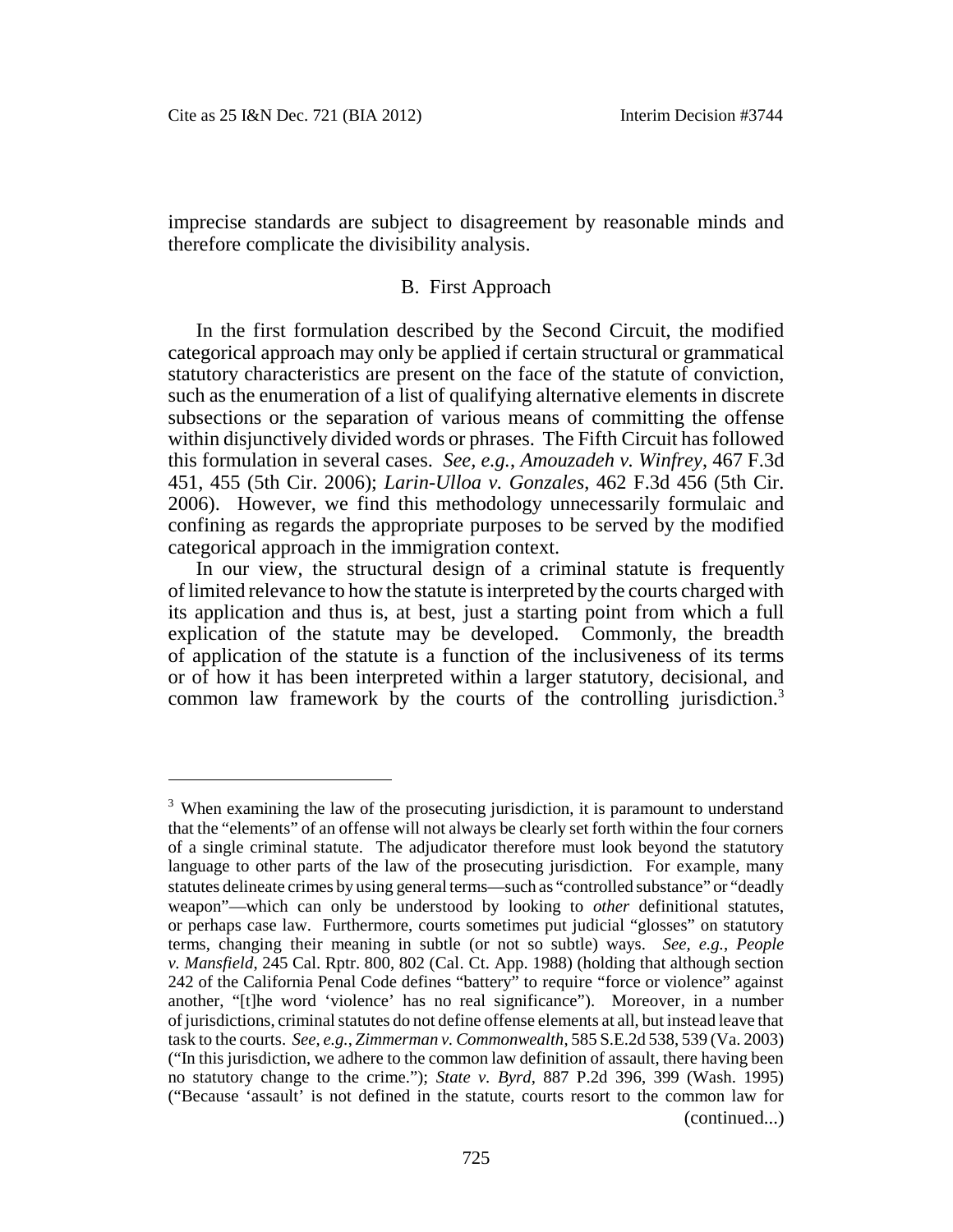imprecise standards are subject to disagreement by reasonable minds and therefore complicate the divisibility analysis.

### B. First Approach

In the first formulation described by the Second Circuit, the modified categorical approach may only be applied if certain structural or grammatical statutory characteristics are present on the face of the statute of conviction, such as the enumeration of a list of qualifying alternative elements in discrete subsections or the separation of various means of committing the offense within disjunctively divided words or phrases. The Fifth Circuit has followed this formulation in several cases. *See, e.g.*, *Amouzadeh v. Winfrey*, 467 F.3d 451, 455 (5th Cir. 2006); *Larin-Ulloa v. Gonzales*, 462 F.3d 456 (5th Cir. 2006). However, we find this methodology unnecessarily formulaic and confining as regards the appropriate purposes to be served by the modified categorical approach in the immigration context.

In our view, the structural design of a criminal statute is frequently of limited relevance to how the statute is interpreted by the courts charged with its application and thus is, at best, just a starting point from which a full explication of the statute may be developed. Commonly, the breadth of application of the statute is a function of the inclusiveness of its terms or of how it has been interpreted within a larger statutory, decisional, and common law framework by the courts of the controlling jurisdiction.[3]

---

[3] When examining the law of the prosecuting jurisdiction, it is paramount to understand that the "elements" of an offense will not always be clearly set forth within the four corners of a single criminal statute. The adjudicator therefore must look beyond the statutory language to other parts of the law of the prosecuting jurisdiction. For example, many statutes delineate crimes by using general terms—such as "controlled substance" or "deadly weapon"—which can only be understood by looking to *other* definitional statutes, or perhaps case law. Furthermore, courts sometimes put judicial "glosses" on statutory terms, changing their meaning in subtle (or not so subtle) ways. *See, e.g.*, *People v. Mansfield*, 245 Cal. Rptr. 800, 802 (Cal. Ct. App. 1988) (holding that although section 242 of the California Penal Code defines "battery" to require "force or violence" against another, "[t]he word 'violence' has no real significance"). Moreover, in a number of jurisdictions, criminal statutes do not define offense elements at all, but instead leave that task to the courts. *See, e.g.*, *Zimmerman v. Commonwealth*, 585 S.E.2d 538, 539 (Va. 2003) ("In this jurisdiction, we adhere to the common law definition of assault, there having been no statutory change to the crime."); *State v. Byrd*, 887 P.2d 396, 399 (Wash. 1995) ("Because 'assault' is not defined in the statute, courts resort to the common law for (continued...)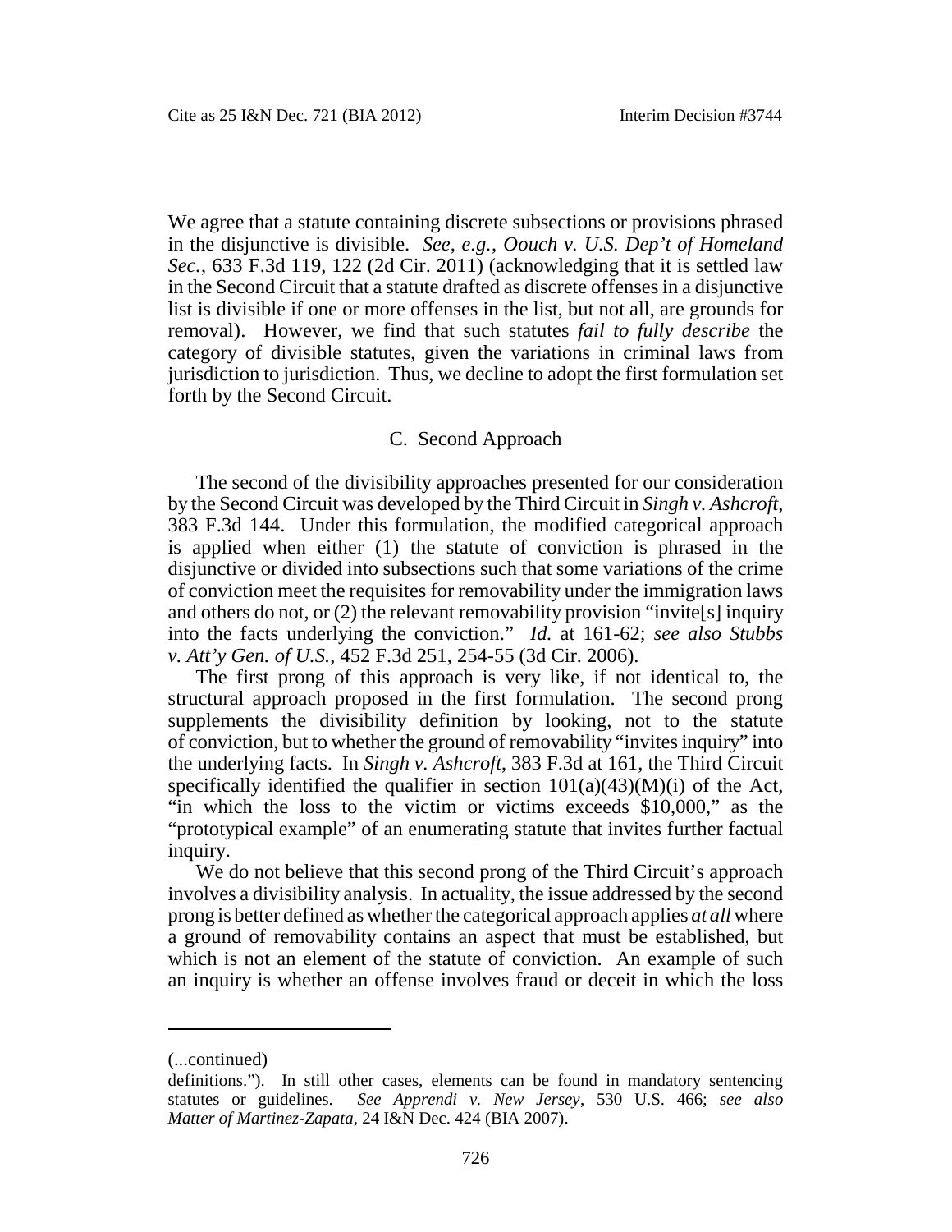We agree that a statute containing discrete subsections or provisions phrased in the disjunctive is divisible. *See, e.g.*, *Oouch v. U.S. Dep't of Homeland Sec.*, 633 F.3d 119, 122 (2d Cir. 2011) (acknowledging that it is settled law in the Second Circuit that a statute drafted as discrete offenses in a disjunctive list is divisible if one or more offenses in the list, but not all, are grounds for removal). However, we find that such statutes *fail to fully describe* the category of divisible statutes, given the variations in criminal laws from jurisdiction to jurisdiction. Thus, we decline to adopt the first formulation set forth by the Second Circuit.

### C. Second Approach

The second of the divisibility approaches presented for our consideration by the Second Circuit was developed by the Third Circuit in *Singh v. Ashcroft*, 383 F.3d 144. Under this formulation, the modified categorical approach is applied when either (1) the statute of conviction is phrased in the disjunctive or divided into subsections such that some variations of the crime of conviction meet the requisites for removability under the immigration laws and others do not, or (2) the relevant removability provision "invite[s] inquiry into the facts underlying the conviction." *Id.* at 161-62; *see also Stubbs v. Att'y Gen. of U.S.*, 452 F.3d 251, 254-55 (3d Cir. 2006).

The first prong of this approach is very like, if not identical to, the structural approach proposed in the first formulation. The second prong supplements the divisibility definition by looking, not to the statute of conviction, but to whether the ground of removability "invites inquiry" into the underlying facts. In *Singh v. Ashcroft*, 383 F.3d at 161, the Third Circuit specifically identified the qualifier in section 101(a)(43)(M)(i) of the Act, "in which the loss to the victim or victims exceeds $10,000," as the "prototypical example" of an enumerating statute that invites further factual inquiry.

We do not believe that this second prong of the Third Circuit's approach involves a divisibility analysis. In actuality, the issue addressed by the second prong is better defined as whether the categorical approach applies *at all* where a ground of removability contains an aspect that must be established, but which is not an element of the statute of conviction. An example of such an inquiry is whether an offense involves fraud or deceit in which the loss

---

(...continued)

definitions."). In still other cases, elements can be found in mandatory sentencing statutes or guidelines. *See Apprendi v. New Jersey*, 530 U.S. 466; *see also Matter of Martinez-Zapata*, 24 I&N Dec. 424 (BIA 2007).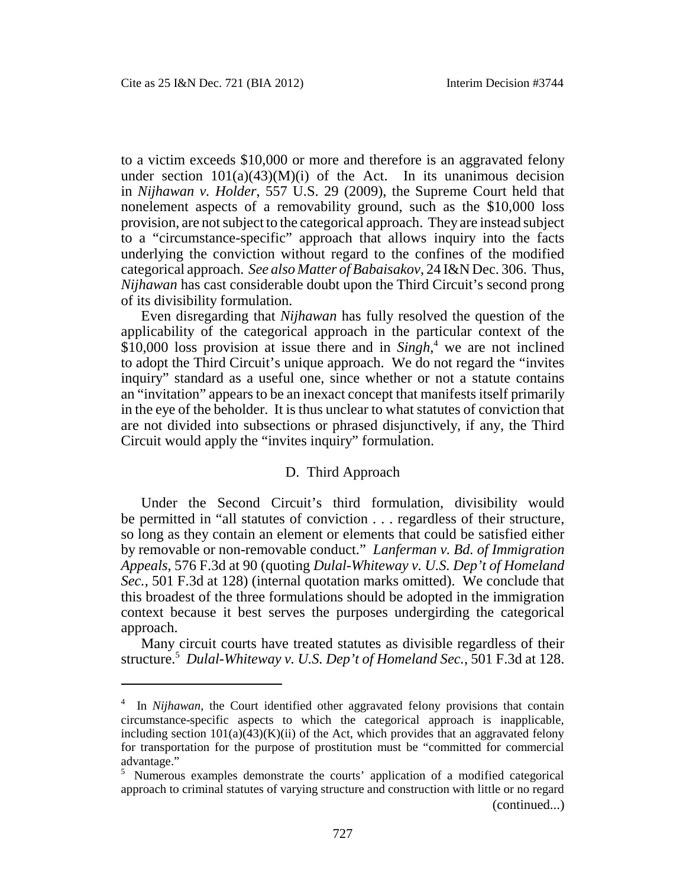to a victim exceeds $10,000 or more and therefore is an aggravated felony under section 101(a)(43)(M)(i) of the Act. In its unanimous decision in *Nijhawan v. Holder*, 557 U.S. 29 (2009), the Supreme Court held that nonelement aspects of a removability ground, such as the $10,000 loss provision, are not subject to the categorical approach. They are instead subject to a "circumstance-specific" approach that allows inquiry into the facts underlying the conviction without regard to the confines of the modified categorical approach. *See also Matter of Babaisakov*, 24 I&N Dec. 306. Thus, *Nijhawan* has cast considerable doubt upon the Third Circuit's second prong of its divisibility formulation.

Even disregarding that *Nijhawan* has fully resolved the question of the applicability of the categorical approach in the particular context of the $10,000 loss provision at issue there and in *Singh*,[4] we are not inclined to adopt the Third Circuit's unique approach. We do not regard the "invites inquiry" standard as a useful one, since whether or not a statute contains an "invitation" appears to be an inexact concept that manifests itself primarily in the eye of the beholder. It is thus unclear to what statutes of conviction that are not divided into subsections or phrased disjunctively, if any, the Third Circuit would apply the "invites inquiry" formulation.

### D. Third Approach

Under the Second Circuit's third formulation, divisibility would be permitted in "all statutes of conviction . . . regardless of their structure, so long as they contain an element or elements that could be satisfied either by removable or non-removable conduct." *Lanferman v. Bd. of Immigration Appeals*, 576 F.3d at 90 (quoting *Dulal-Whiteway v. U.S. Dep't of Homeland Sec.*, 501 F.3d at 128) (internal quotation marks omitted). We conclude that this broadest of the three formulations should be adopted in the immigration context because it best serves the purposes undergirding the categorical approach.

Many circuit courts have treated statutes as divisible regardless of their structure.[5] *Dulal-Whiteway v. U.S. Dep't of Homeland Sec.*, 501 F.3d at 128.

---

[4] In *Nijhawan*, the Court identified other aggravated felony provisions that contain circumstance-specific aspects to which the categorical approach is inapplicable, including section 101(a)(43)(K)(ii) of the Act, which provides that an aggravated felony for transportation for the purpose of prostitution must be "committed for commercial advantage."

[5] Numerous examples demonstrate the courts' application of a modified categorical approach to criminal statutes of varying structure and construction with little or no regard (continued...)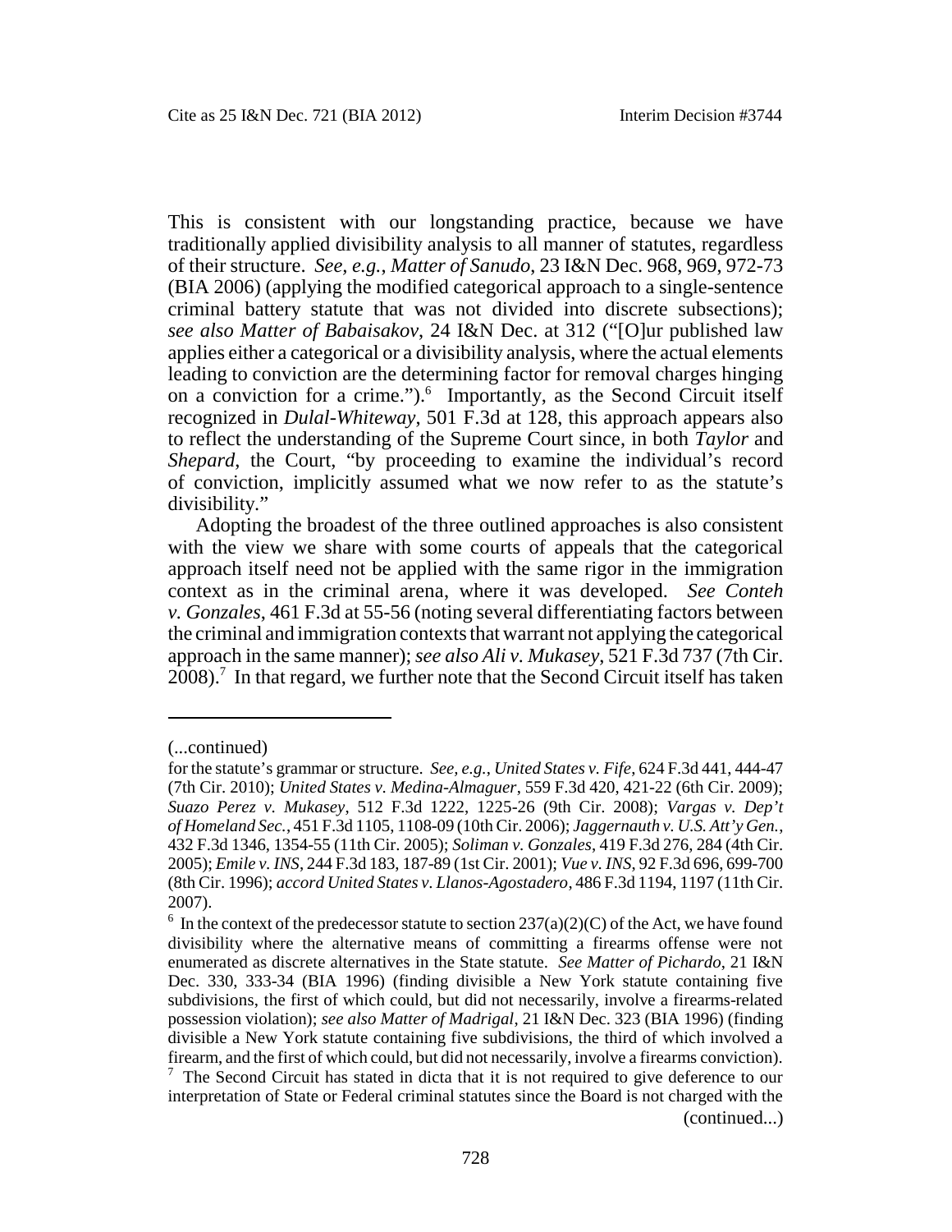This is consistent with our longstanding practice, because we have traditionally applied divisibility analysis to all manner of statutes, regardless of their structure. *See, e.g.*, *Matter of Sanudo*, 23 I&N Dec. 968, 969, 972-73 (BIA 2006) (applying the modified categorical approach to a single-sentence criminal battery statute that was not divided into discrete subsections); *see also Matter of Babaisakov*, 24 I&N Dec. at 312 ("[O]ur published law applies either a categorical or a divisibility analysis, where the actual elements leading to conviction are the determining factor for removal charges hinging on a conviction for a crime.").[6] Importantly, as the Second Circuit itself recognized in *Dulal-Whiteway*, 501 F.3d at 128, this approach appears also to reflect the understanding of the Supreme Court since, in both *Taylor* and *Shepard*, the Court, "by proceeding to examine the individual's record of conviction, implicitly assumed what we now refer to as the statute's divisibility."

Adopting the broadest of the three outlined approaches is also consistent with the view we share with some courts of appeals that the categorical approach itself need not be applied with the same rigor in the immigration context as in the criminal arena, where it was developed. *See Conteh v. Gonzales*, 461 F.3d at 55-56 (noting several differentiating factors between the criminal and immigration contexts that warrant not applying the categorical approach in the same manner); *see also Ali v. Mukasey*, 521 F.3d 737 (7th Cir. 2008).[7] In that regard, we further note that the Second Circuit itself has taken

---

(...continued)

for the statute's grammar or structure. *See, e.g.*, *United States v. Fife*, 624 F.3d 441, 444-47 (7th Cir. 2010); *United States v. Medina-Almaguer*, 559 F.3d 420, 421-22 (6th Cir. 2009); *Suazo Perez v. Mukasey*, 512 F.3d 1222, 1225-26 (9th Cir. 2008); *Vargas v. Dep't of Homeland Sec.*, 451 F.3d 1105, 1108-09 (10th Cir. 2006); *Jaggernauth v. U.S. Att'y Gen.*, 432 F.3d 1346, 1354-55 (11th Cir. 2005); *Soliman v. Gonzales*, 419 F.3d 276, 284 (4th Cir. 2005); *Emile v. INS*, 244 F.3d 183, 187-89 (1st Cir. 2001); *Vue v. INS*, 92 F.3d 696, 699-700 (8th Cir. 1996); *accord United States v. Llanos-Agostadero*, 486 F.3d 1194, 1197 (11th Cir. 2007).

[6] In the context of the predecessor statute to section 237(a)(2)(C) of the Act, we have found divisibility where the alternative means of committing a firearms offense were not enumerated as discrete alternatives in the State statute. *See Matter of Pichardo*, 21 I&N Dec. 330, 333-34 (BIA 1996) (finding divisible a New York statute containing five subdivisions, the first of which could, but did not necessarily, involve a firearms-related possession violation); *see also Matter of Madrigal*, 21 I&N Dec. 323 (BIA 1996) (finding divisible a New York statute containing five subdivisions, the third of which involved a firearm, and the first of which could, but did not necessarily, involve a firearms conviction).

[7] The Second Circuit has stated in dicta that it is not required to give deference to our interpretation of State or Federal criminal statutes since the Board is not charged with the

(continued...)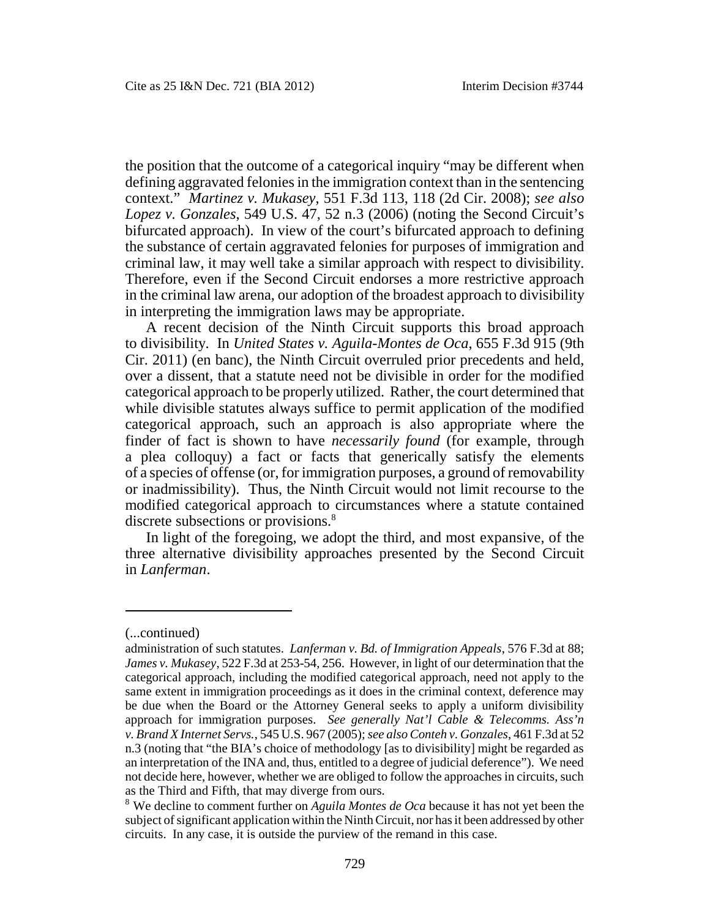the position that the outcome of a categorical inquiry "may be different when defining aggravated felonies in the immigration context than in the sentencing context." *Martinez v. Mukasey*, 551 F.3d 113, 118 (2d Cir. 2008); *see also Lopez v. Gonzales*, 549 U.S. 47, 52 n.3 (2006) (noting the Second Circuit's bifurcated approach). In view of the court's bifurcated approach to defining the substance of certain aggravated felonies for purposes of immigration and criminal law, it may well take a similar approach with respect to divisibility. Therefore, even if the Second Circuit endorses a more restrictive approach in the criminal law arena, our adoption of the broadest approach to divisibility in interpreting the immigration laws may be appropriate.

A recent decision of the Ninth Circuit supports this broad approach to divisibility. In *United States v. Aguila-Montes de Oca*, 655 F.3d 915 (9th Cir. 2011) (en banc), the Ninth Circuit overruled prior precedents and held, over a dissent, that a statute need not be divisible in order for the modified categorical approach to be properly utilized. Rather, the court determined that while divisible statutes always suffice to permit application of the modified categorical approach, such an approach is also appropriate where the finder of fact is shown to have *necessarily found* (for example, through a plea colloquy) a fact or facts that generically satisfy the elements of a species of offense (or, for immigration purposes, a ground of removability or inadmissibility). Thus, the Ninth Circuit would not limit recourse to the modified categorical approach to circumstances where a statute contained discrete subsections or provisions.[8]

In light of the foregoing, we adopt the third, and most expansive, of the three alternative divisibility approaches presented by the Second Circuit in *Lanferman*.

---

(...continued)
administration of such statutes. *Lanferman v. Bd. of Immigration Appeals*, 576 F.3d at 88; *James v. Mukasey*, 522 F.3d at 253-54, 256. However, in light of our determination that the categorical approach, including the modified categorical approach, need not apply to the same extent in immigration proceedings as it does in the criminal context, deference may be due when the Board or the Attorney General seeks to apply a uniform divisibility approach for immigration purposes. *See generally Nat'l Cable & Telecomms. Ass'n v. Brand X Internet Servs.*, 545 U.S. 967 (2005); *see also Conteh v. Gonzales*, 461 F.3d at 52 n.3 (noting that "the BIA's choice of methodology [as to divisibility] might be regarded as an interpretation of the INA and, thus, entitled to a degree of judicial deference"). We need not decide here, however, whether we are obliged to follow the approaches in circuits, such as the Third and Fifth, that may diverge from ours.

[8] We decline to comment further on *Aguila Montes de Oca* because it has not yet been the subject of significant application within the Ninth Circuit, nor has it been addressed by other circuits. In any case, it is outside the purview of the remand in this case.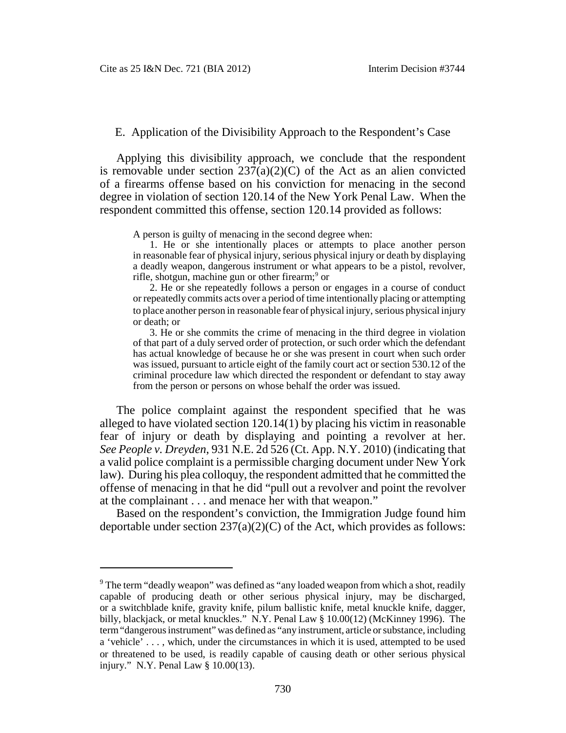## E. Application of the Divisibility Approach to the Respondent's Case

Applying this divisibility approach, we conclude that the respondent is removable under section 237(a)(2)(C) of the Act as an alien convicted of a firearms offense based on his conviction for menacing in the second degree in violation of section 120.14 of the New York Penal Law. When the respondent committed this offense, section 120.14 provided as follows:

> A person is guilty of menacing in the second degree when:
>
> 1. He or she intentionally places or attempts to place another person in reasonable fear of physical injury, serious physical injury or death by displaying a deadly weapon, dangerous instrument or what appears to be a pistol, revolver, rifle, shotgun, machine gun or other firearm;[9] or
>
> 2. He or she repeatedly follows a person or engages in a course of conduct or repeatedly commits acts over a period of time intentionally placing or attempting to place another person in reasonable fear of physical injury, serious physical injury or death; or
>
> 3. He or she commits the crime of menacing in the third degree in violation of that part of a duly served order of protection, or such order which the defendant has actual knowledge of because he or she was present in court when such order was issued, pursuant to article eight of the family court act or section 530.12 of the criminal procedure law which directed the respondent or defendant to stay away from the person or persons on whose behalf the order was issued.

The police complaint against the respondent specified that he was alleged to have violated section 120.14(1) by placing his victim in reasonable fear of injury or death by displaying and pointing a revolver at her. *See People v. Dreyden*, 931 N.E. 2d 526 (Ct. App. N.Y. 2010) (indicating that a valid police complaint is a permissible charging document under New York law). During his plea colloquy, the respondent admitted that he committed the offense of menacing in that he did "pull out a revolver and point the revolver at the complainant . . . and menace her with that weapon."

Based on the respondent's conviction, the Immigration Judge found him deportable under section 237(a)(2)(C) of the Act, which provides as follows:

---

[9] The term "deadly weapon" was defined as "any loaded weapon from which a shot, readily capable of producing death or other serious physical injury, may be discharged, or a switchblade knife, gravity knife, pilum ballistic knife, metal knuckle knife, dagger, billy, blackjack, or metal knuckles." N.Y. Penal Law § 10.00(12) (McKinney 1996). The term "dangerous instrument" was defined as "any instrument, article or substance, including a 'vehicle' . . . , which, under the circumstances in which it is used, attempted to be used or threatened to be used, is readily capable of causing death or other serious physical injury." N.Y. Penal Law § 10.00(13).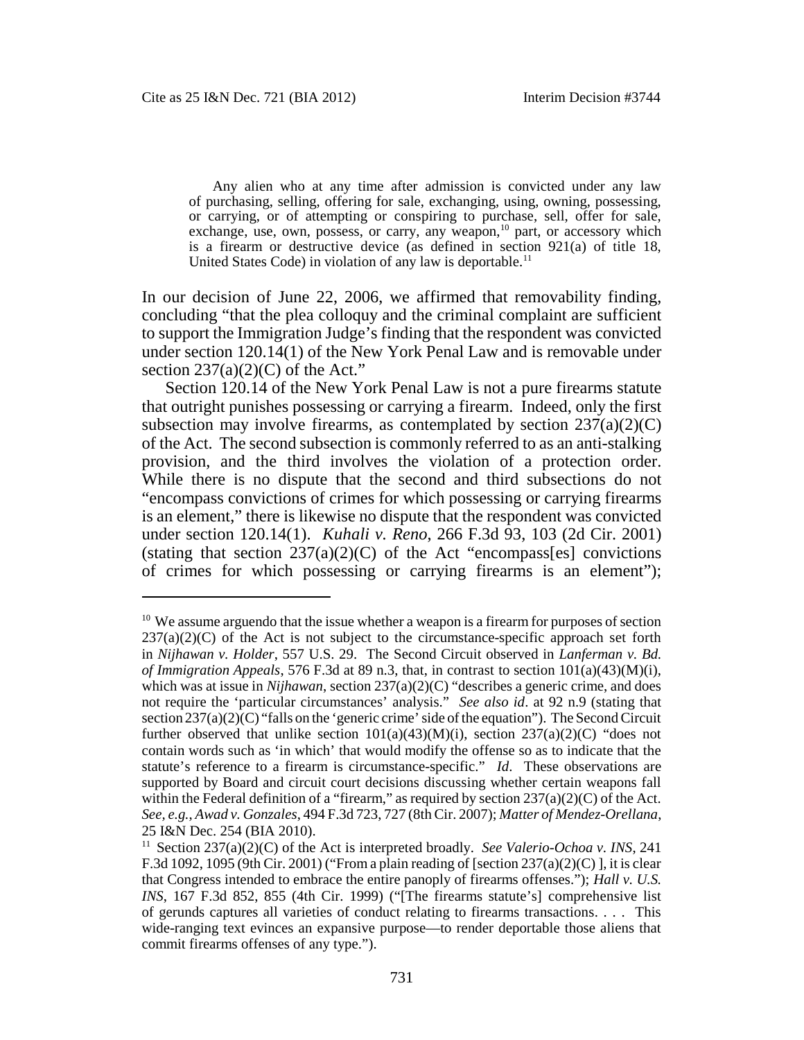> Any alien who at any time after admission is convicted under any law of purchasing, selling, offering for sale, exchanging, using, owning, possessing, or carrying, or of attempting or conspiring to purchase, sell, offer for sale, exchange, use, own, possess, or carry, any weapon,[10] part, or accessory which is a firearm or destructive device (as defined in section 921(a) of title 18, United States Code) in violation of any law is deportable.[11]

In our decision of June 22, 2006, we affirmed that removability finding, concluding "that the plea colloquy and the criminal complaint are sufficient to support the Immigration Judge's finding that the respondent was convicted under section 120.14(1) of the New York Penal Law and is removable under section 237(a)(2)(C) of the Act."

Section 120.14 of the New York Penal Law is not a pure firearms statute that outright punishes possessing or carrying a firearm. Indeed, only the first subsection may involve firearms, as contemplated by section 237(a)(2)(C) of the Act. The second subsection is commonly referred to as an anti-stalking provision, and the third involves the violation of a protection order. While there is no dispute that the second and third subsections do not "encompass convictions of crimes for which possessing or carrying firearms is an element," there is likewise no dispute that the respondent was convicted under section 120.14(1). *Kuhali v. Reno*, 266 F.3d 93, 103 (2d Cir. 2001) (stating that section 237(a)(2)(C) of the Act "encompass[es] convictions of crimes for which possessing or carrying firearms is an element");

---

[10] We assume arguendo that the issue whether a weapon is a firearm for purposes of section 237(a)(2)(C) of the Act is not subject to the circumstance-specific approach set forth in *Nijhawan v. Holder*, 557 U.S. 29. The Second Circuit observed in *Lanferman v. Bd. of Immigration Appeals*, 576 F.3d at 89 n.3, that, in contrast to section 101(a)(43)(M)(i), which was at issue in *Nijhawan*, section 237(a)(2)(C) "describes a generic crime, and does not require the 'particular circumstances' analysis." *See also id*. at 92 n.9 (stating that section 237(a)(2)(C) "falls on the 'generic crime' side of the equation"). The Second Circuit further observed that unlike section 101(a)(43)(M)(i), section 237(a)(2)(C) "does not contain words such as 'in which' that would modify the offense so as to indicate that the statute's reference to a firearm is circumstance-specific." *Id*. These observations are supported by Board and circuit court decisions discussing whether certain weapons fall within the Federal definition of a "firearm," as required by section 237(a)(2)(C) of the Act. *See, e.g.*, *Awad v. Gonzales*, 494 F.3d 723, 727 (8th Cir. 2007); *Matter of Mendez-Orellana*, 25 I&N Dec. 254 (BIA 2010).

[11] Section 237(a)(2)(C) of the Act is interpreted broadly. *See Valerio-Ochoa v. INS*, 241 F.3d 1092, 1095 (9th Cir. 2001) ("From a plain reading of [section 237(a)(2)(C) ], it is clear that Congress intended to embrace the entire panoply of firearms offenses."); *Hall v. U.S. INS*, 167 F.3d 852, 855 (4th Cir. 1999) ("[The firearms statute's] comprehensive list of gerunds captures all varieties of conduct relating to firearms transactions. . . . This wide-ranging text evinces an expansive purpose—to render deportable those aliens that commit firearms offenses of any type.").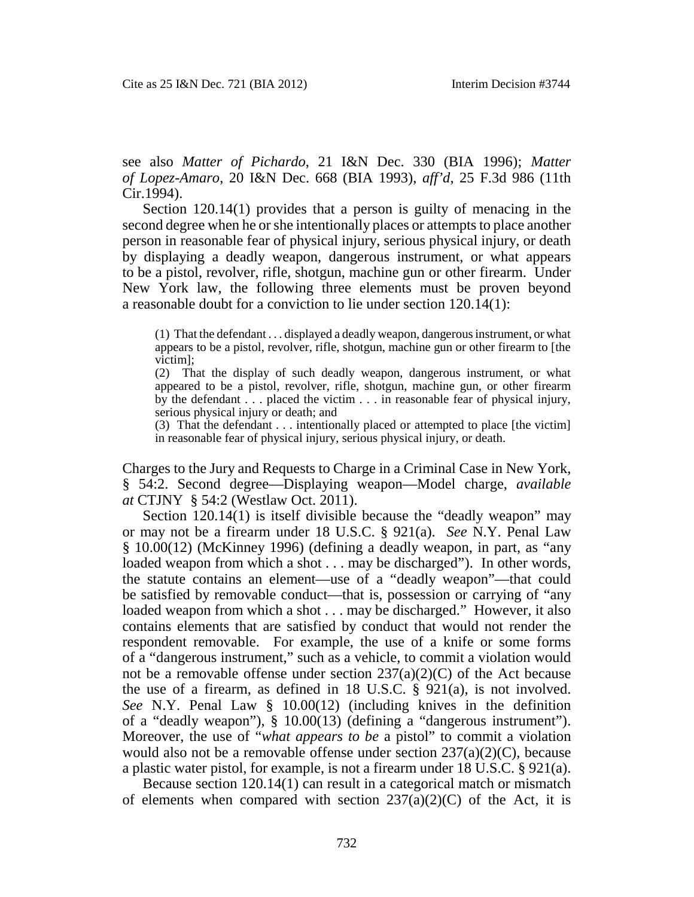see also *Matter of Pichardo*, 21 I&N Dec. 330 (BIA 1996); *Matter of Lopez-Amaro*, 20 I&N Dec. 668 (BIA 1993), *aff'd*, 25 F.3d 986 (11th Cir.1994).

Section 120.14(1) provides that a person is guilty of menacing in the second degree when he or she intentionally places or attempts to place another person in reasonable fear of physical injury, serious physical injury, or death by displaying a deadly weapon, dangerous instrument, or what appears to be a pistol, revolver, rifle, shotgun, machine gun or other firearm. Under New York law, the following three elements must be proven beyond a reasonable doubt for a conviction to lie under section 120.14(1):

> (1) That the defendant . . . displayed a deadly weapon, dangerous instrument, or what appears to be a pistol, revolver, rifle, shotgun, machine gun or other firearm to [the victim];
>
> (2) That the display of such deadly weapon, dangerous instrument, or what appeared to be a pistol, revolver, rifle, shotgun, machine gun, or other firearm by the defendant . . . placed the victim . . . in reasonable fear of physical injury, serious physical injury or death; and
>
> (3) That the defendant . . . intentionally placed or attempted to place [the victim] in reasonable fear of physical injury, serious physical injury, or death.

Charges to the Jury and Requests to Charge in a Criminal Case in New York, § 54:2. Second degree—Displaying weapon—Model charge, *available at* CTJNY § 54:2 (Westlaw Oct. 2011).

Section 120.14(1) is itself divisible because the "deadly weapon" may or may not be a firearm under 18 U.S.C. § 921(a). *See* N.Y. Penal Law § 10.00(12) (McKinney 1996) (defining a deadly weapon, in part, as "any loaded weapon from which a shot . . . may be discharged"). In other words, the statute contains an element—use of a "deadly weapon"—that could be satisfied by removable conduct—that is, possession or carrying of "any loaded weapon from which a shot . . . may be discharged." However, it also contains elements that are satisfied by conduct that would not render the respondent removable. For example, the use of a knife or some forms of a "dangerous instrument," such as a vehicle, to commit a violation would not be a removable offense under section 237(a)(2)(C) of the Act because the use of a firearm, as defined in 18 U.S.C. § 921(a), is not involved. *See* N.Y. Penal Law § 10.00(12) (including knives in the definition of a "deadly weapon"), § 10.00(13) (defining a "dangerous instrument"). Moreover, the use of "*what appears to be* a pistol" to commit a violation would also not be a removable offense under section 237(a)(2)(C), because a plastic water pistol, for example, is not a firearm under 18 U.S.C. § 921(a).

Because section 120.14(1) can result in a categorical match or mismatch of elements when compared with section 237(a)(2)(C) of the Act, it is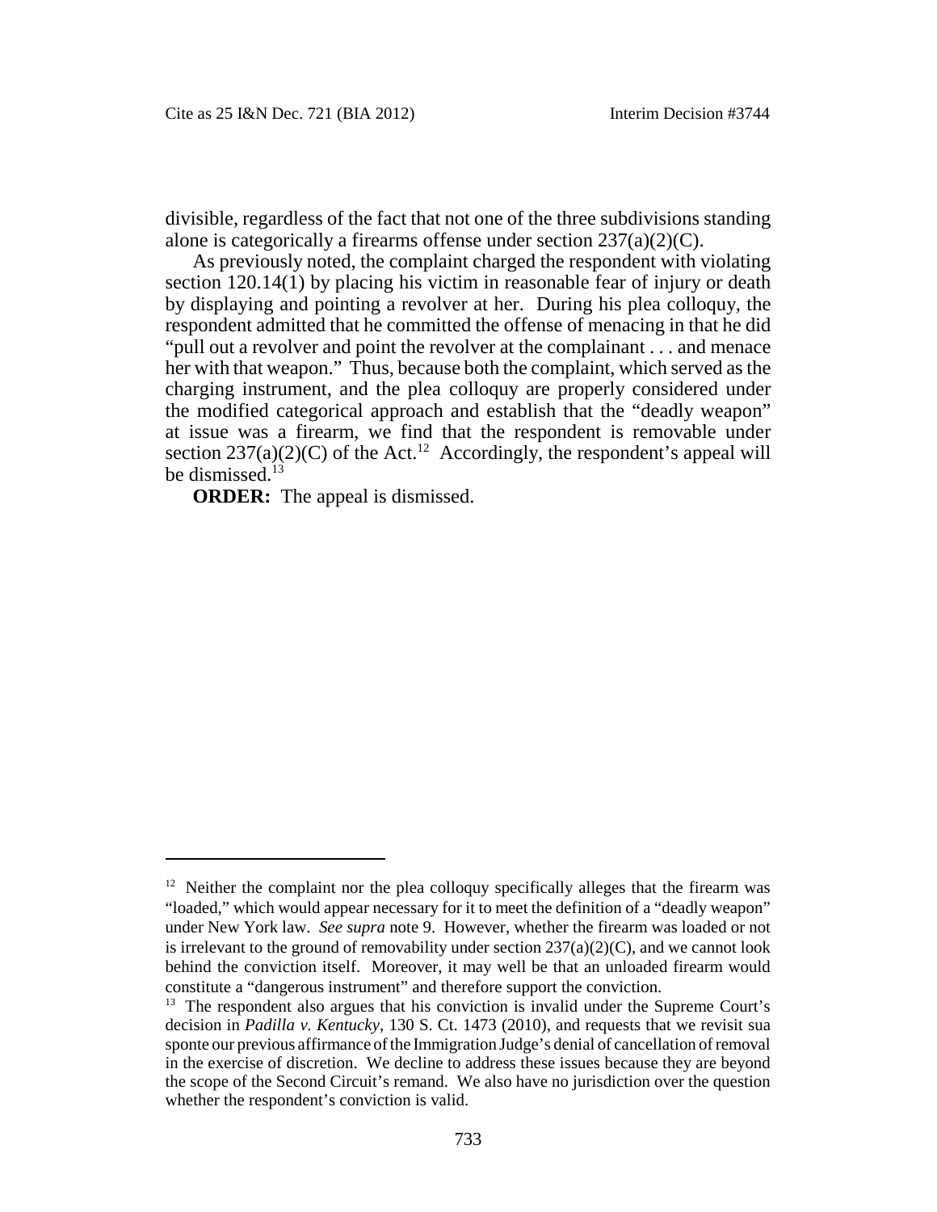divisible, regardless of the fact that not one of the three subdivisions standing alone is categorically a firearms offense under section 237(a)(2)(C).

As previously noted, the complaint charged the respondent with violating section 120.14(1) by placing his victim in reasonable fear of injury or death by displaying and pointing a revolver at her. During his plea colloquy, the respondent admitted that he committed the offense of menacing in that he did "pull out a revolver and point the revolver at the complainant . . . and menace her with that weapon." Thus, because both the complaint, which served as the charging instrument, and the plea colloquy are properly considered under the modified categorical approach and establish that the "deadly weapon" at issue was a firearm, we find that the respondent is removable under section 237(a)(2)(C) of the Act.[12] Accordingly, the respondent's appeal will be dismissed.[13]

**ORDER:** The appeal is dismissed.

---

[12] Neither the complaint nor the plea colloquy specifically alleges that the firearm was "loaded," which would appear necessary for it to meet the definition of a "deadly weapon" under New York law. *See supra* note 9. However, whether the firearm was loaded or not is irrelevant to the ground of removability under section 237(a)(2)(C), and we cannot look behind the conviction itself. Moreover, it may well be that an unloaded firearm would constitute a "dangerous instrument" and therefore support the conviction.

[13] The respondent also argues that his conviction is invalid under the Supreme Court's decision in *Padilla v. Kentucky*, 130 S. Ct. 1473 (2010), and requests that we revisit sua sponte our previous affirmance of the Immigration Judge's denial of cancellation of removal in the exercise of discretion. We decline to address these issues because they are beyond the scope of the Second Circuit's remand. We also have no jurisdiction over the question whether the respondent's conviction is valid.